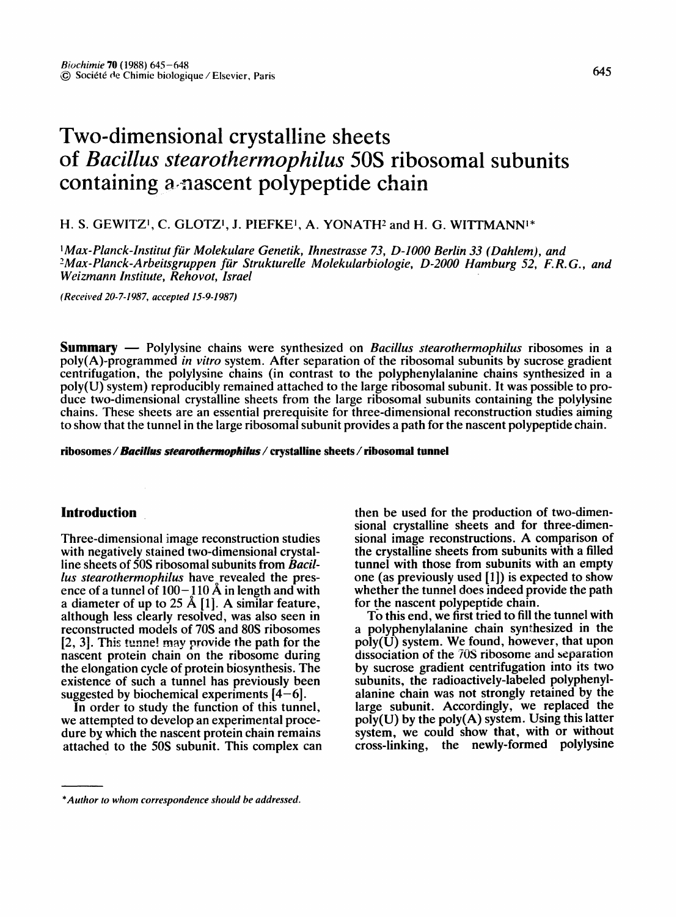# Two-dimensional crystalline sheets of *Bacillus stearothermophilus* 50S ribosomal subunits containing a nascent polypeptide chain

H. S. GEWITZ[1], C. GLOTZ[1], J. PIEFKE[1], A. YONATH[2] and H. G. WITTMANN[1]*

[1] *Max-Planck-Institut für Molekulare Genetik, Ihnestrasse 73, D-1000 Berlin 33 (Dahlem), and*
[2] *Max-Planck-Arbeitsgruppen für Strukturelle Molekularbiologie, D-2000 Hamburg 52, F.R.G., and Weizmann Institute, Rehovot, Israel*

*(Received 20-7-1987, accepted 15-9-1987)*

**Summary** — Polylysine chains were synthesized on *Bacillus stearothermophilus* ribosomes in a poly(A)-programmed *in vitro* system. After separation of the ribosomal subunits by sucrose gradient centrifugation, the polylysine chains (in contrast to the polyphenylalanine chains synthesized in a poly(U) system) reproducibly remained attached to the large ribosomal subunit. It was possible to produce two-dimensional crystalline sheets from the large ribosomal subunits containing the polylysine chains. These sheets are an essential prerequisite for three-dimensional reconstruction studies aiming to show that the tunnel in the large ribosomal subunit provides a path for the nascent polypeptide chain.

**ribosomes / *Bacillus stearothermophilus* / crystalline sheets / ribosomal tunnel**

## Introduction

Three-dimensional image reconstruction studies with negatively stained two-dimensional crystalline sheets of 50S ribosomal subunits from *Bacillus stearothermophilus* have revealed the presence of a tunnel of 100–110 Å in length and with a diameter of up to 25 Å [1]. A similar feature, although less clearly resolved, was also seen in reconstructed models of 70S and 80S ribosomes [2, 3]. This tunnel may provide the path for the nascent protein chain on the ribosome during the elongation cycle of protein biosynthesis. The existence of such a tunnel has previously been suggested by biochemical experiments [4–6].

In order to study the function of this tunnel, we attempted to develop an experimental procedure by which the nascent protein chain remains attached to the 50S subunit. This complex can then be used for the production of two-dimensional crystalline sheets and for three-dimensional image reconstructions. A comparison of the crystalline sheets from subunits with a filled tunnel with those from subunits with an empty one (as previously used [1]) is expected to show whether the tunnel does indeed provide the path for the nascent polypeptide chain.

To this end, we first tried to fill the tunnel with a polyphenylalanine chain synthesized in the poly(U) system. We found, however, that upon dissociation of the 70S ribosome and separation by sucrose gradient centrifugation into its two subunits, the radioactively-labeled polyphenylalanine chain was not strongly retained by the large subunit. Accordingly, we replaced the poly(U) by the poly(A) system. Using this latter system, we could show that, with or without cross-linking, the newly-formed polylysine

*Author to whom correspondence should be addressed.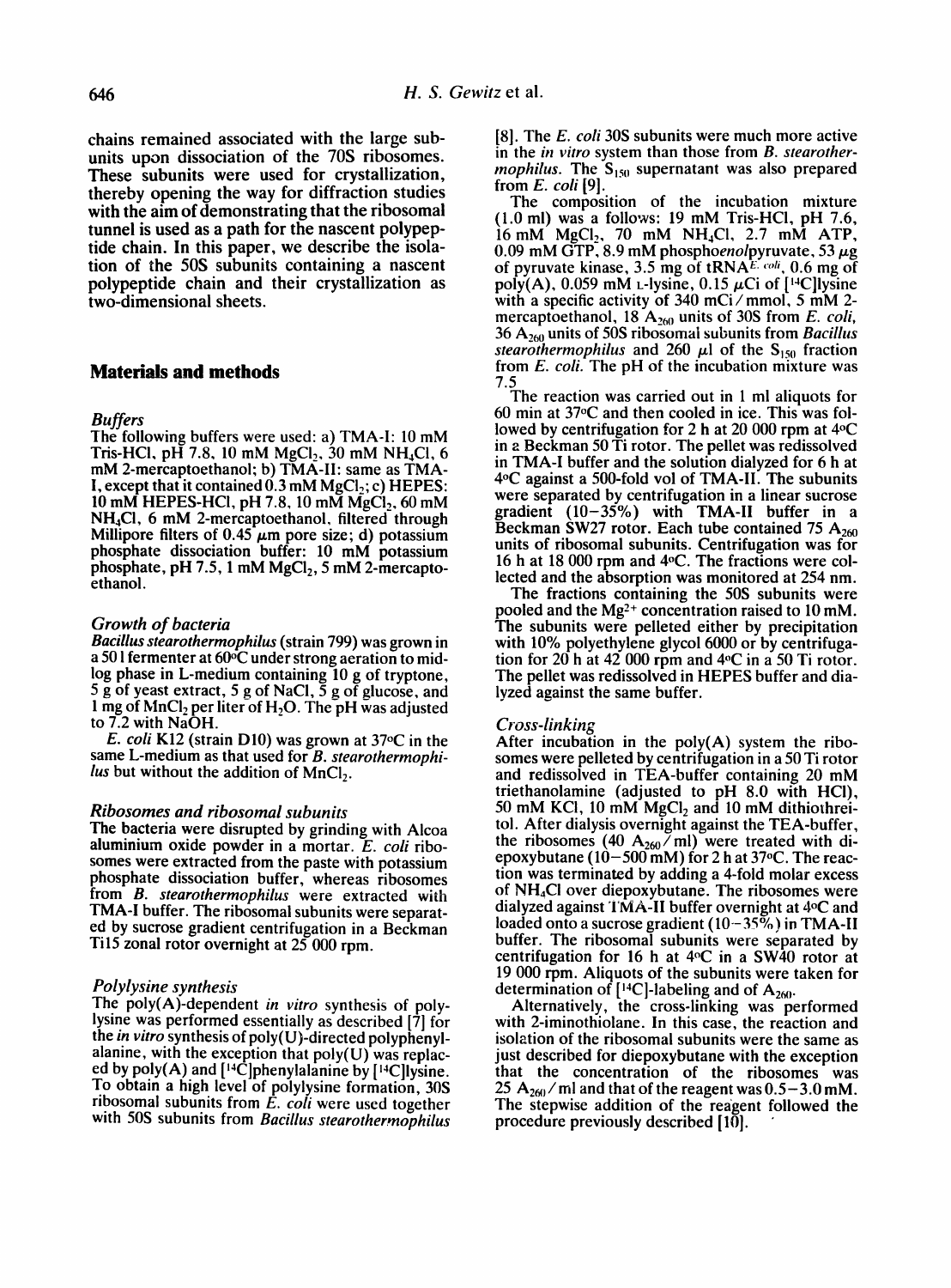chains remained associated with the large subunits upon dissociation of the 70S ribosomes. These subunits were used for crystallization, thereby opening the way for diffraction studies with the aim of demonstrating that the ribosomal tunnel is used as a path for the nascent polypeptide chain. In this paper, we describe the isolation of the 50S subunits containing a nascent polypeptide chain and their crystallization as two-dimensional sheets.

## Materials and methods

### Buffers

The following buffers were used: a) TMA-I: 10 mM Tris-HCl, pH 7.8, 10 mM $MgCl_2$, 30 mM $NH_4Cl$, 6 mM 2-mercaptoethanol; b) TMA-II: same as TMA-I, except that it contained 0.3 mM $MgCl_2$; c) HEPES: 10 mM HEPES-HCl, pH 7.8, 10 mM $MgCl_2$, 60 mM $NH_4Cl$, 6 mM 2-mercaptoethanol, filtered through Millipore filters of 0.45 $\mu$m pore size; d) potassium phosphate dissociation buffer: 10 mM potassium phosphate, pH 7.5, 1 mM $MgCl_2$, 5 mM 2-mercaptoethanol.

### Growth of bacteria

*Bacillus stearothermophilus* (strain 799) was grown in a 50 l fermenter at 60°C under strong aeration to mid-log phase in L-medium containing 10 g of tryptone, 5 g of yeast extract, 5 g of NaCl, 5 g of glucose, and 1 mg of $MnCl_2$ per liter of $H_2O$. The pH was adjusted to 7.2 with NaOH.

*E. coli* K12 (strain D10) was grown at 37°C in the same L-medium as that used for *B. stearothermophilus* but without the addition of $MnCl_2$.

### Ribosomes and ribosomal subunits

The bacteria were disrupted by grinding with Alcoa aluminium oxide powder in a mortar. *E. coli* ribosomes were extracted from the paste with potassium phosphate dissociation buffer, whereas ribosomes from *B. stearothermophilus* were extracted with TMA-I buffer. The ribosomal subunits were separated by sucrose gradient centrifugation in a Beckman Ti15 zonal rotor overnight at 25 000 rpm.

### Polylysine synthesis

The poly(A)-dependent *in vitro* synthesis of polylysine was performed essentially as described [7] for the *in vitro* synthesis of poly(U)-directed polyphenylalanine, with the exception that poly(U) was replaced by poly(A) and [$^{14}$C]phenylalanine by [$^{14}$C]lysine. To obtain a high level of polylysine formation, 30S ribosomal subunits from *E. coli* were used together with 50S subunits from *Bacillus stearothermophilus* [8]. The *E. coli* 30S subunits were much more active in the *in vitro* system than those from *B. stearothermophilus*. The $S_{150}$ supernatant was also prepared from *E. coli* [9].

The composition of the incubation mixture (1.0 ml) was a follows: 19 mM Tris-HCl, pH 7.6, 16 mM $MgCl_2$, 70 mM $NH_4Cl$, 2.7 mM ATP, 0.09 mM GTP, 8.9 mM phospho*enol*pyruvate, 53 $\mu$g of pyruvate kinase, 3.5 mg of $tRNA^{E. coli}$, 0.6 mg of poly(A), 0.059 mM L-lysine, 0.15 $\mu$Ci of [$^{14}$C]lysine with a specific activity of 340 mCi/mmol, 5 mM 2-mercaptoethanol, 18 $A_{260}$ units of 30S from *E. coli*, 36 $A_{260}$ units of 50S ribosomal subunits from *Bacillus stearothermophilus* and 260 $\mu$l of the $S_{150}$ fraction from *E. coli*. The pH of the incubation mixture was 7.5.

The reaction was carried out in 1 ml aliquots for 60 min at 37°C and then cooled in ice. This was followed by centrifugation for 2 h at 20 000 rpm at 4°C in a Beckman 50 Ti rotor. The pellet was redissolved in TMA-I buffer and the solution dialyzed for 6 h at 4°C against a 500-fold vol of TMA-II. The subunits were separated by centrifugation in a linear sucrose gradient (10–35%) with TMA-II buffer in a Beckman SW27 rotor. Each tube contained 75 $A_{260}$ units of ribosomal subunits. Centrifugation was for 16 h at 18 000 rpm and 4°C. The fractions were collected and the absorption was monitored at 254 nm.

The fractions containing the 50S subunits were pooled and the $Mg^{2+}$ concentration raised to 10 mM. The subunits were pelleted either by precipitation with 10% polyethylene glycol 6000 or by centrifugation for 20 h at 42 000 rpm and 4°C in a 50 Ti rotor. The pellet was redissolved in HEPES buffer and dialyzed against the same buffer.

### Cross-linking

After incubation in the poly(A) system the ribosomes were pelleted by centrifugation in a 50 Ti rotor and redissolved in TEA-buffer containing 20 mM triethanolamine (adjusted to pH 8.0 with HCl), 50 mM KCl, 10 mM $MgCl_2$ and 10 mM dithiothreitol. After dialysis overnight against the TEA-buffer, the ribosomes (40 $A_{260}$/ml) were treated with diepoxybutane (10–500 mM) for 2 h at 37°C. The reaction was terminated by adding a 4-fold molar excess of $NH_4Cl$ over diepoxybutane. The ribosomes were dialyzed against TMA-II buffer overnight at 4°C and loaded onto a sucrose gradient (10–35%) in TMA-II buffer. The ribosomal subunits were separated by centrifugation for 16 h at 4°C in a SW40 rotor at 19 000 rpm. Aliquots of the subunits were taken for determination of [$^{14}$C]-labeling and of $A_{260}$.

Alternatively, the cross-linking was performed with 2-iminothiolane. In this case, the reaction and isolation of the ribosomal subunits were the same as just described for diepoxybutane with the exception that the concentration of the ribosomes was 25 $A_{260}$/ml and that of the reagent was 0.5–3.0 mM. The stepwise addition of the reagent followed the procedure previously described [10].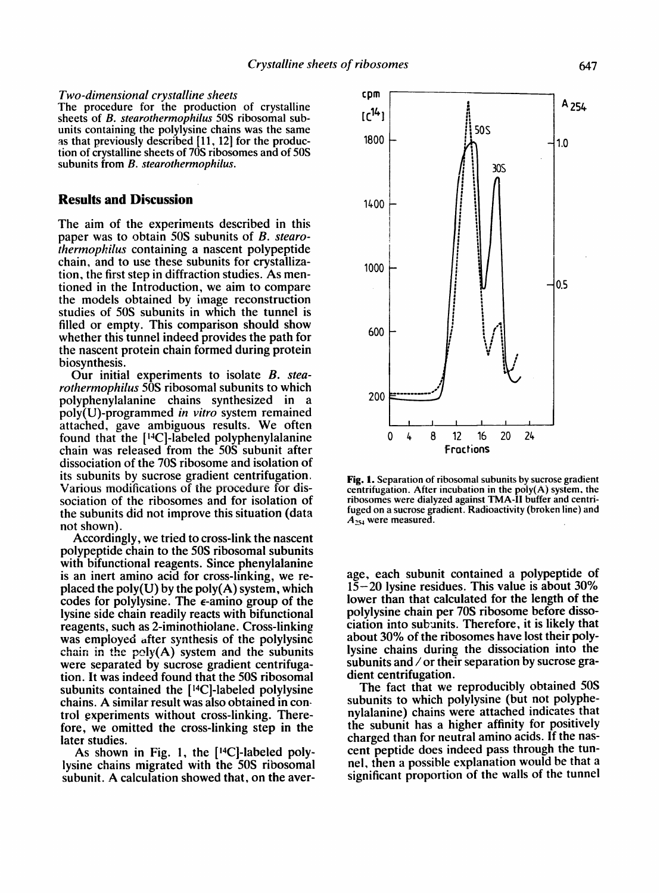*Two-dimensional crystalline sheets*
The procedure for the production of crystalline sheets of *B. stearothermophilus* 50S ribosomal subunits containing the polylysine chains was the same as that previously described [11, 12] for the production of crystalline sheets of 70S ribosomes and of 50S subunits from *B. stearothermophilus*.

## Results and Discussion

The aim of the experiments described in this paper was to obtain 50S subunits of *B. stearothermophilus* containing a nascent polypeptide chain, and to use these subunits for crystallization, the first step in diffraction studies. As mentioned in the Introduction, we aim to compare the models obtained by image reconstruction studies of 50S subunits in which the tunnel is filled or empty. This comparison should show whether this tunnel indeed provides the path for the nascent protein chain formed during protein biosynthesis.

Our initial experiments to isolate *B. stearothermophilus* 50S ribosomal subunits to which polyphenylalanine chains synthesized in a poly(U)-programmed *in vitro* system remained attached, gave ambiguous results. We often found that the [$^{14}$C]-labeled polyphenylalanine chain was released from the 50S subunit after dissociation of the 70S ribosome and isolation of its subunits by sucrose gradient centrifugation. Various modifications of the procedure for dissociation of the ribosomes and for isolation of the subunits did not improve this situation (data not shown).

Accordingly, we tried to cross-link the nascent polypeptide chain to the 50S ribosomal subunits with bifunctional reagents. Since phenylalanine is an inert amino acid for cross-linking, we replaced the poly(U) by the poly(A) system, which codes for polylysine. The $\epsilon$-amino group of the lysine side chain readily reacts with bifunctional reagents, such as 2-iminothiolane. Cross-linking was employed after synthesis of the polylysine chain in the poly(A) system and the subunits were separated by sucrose gradient centrifugation. It was indeed found that the 50S ribosomal subunits contained the [$^{14}$C]-labeled polylysine chains. A similar result was also obtained in control experiments without cross-linking. Therefore, we omitted the cross-linking step in the later studies.

As shown in Fig. 1, the [$^{14}$C]-labeled polylysine chains migrated with the 50S ribosomal subunit. A calculation showed that, on the average, each subunit contained a polypeptide of 15–20 lysine residues. This value is about 30% lower than that calculated for the length of the polylysine chain per 70S ribosome before dissociation into subunits. Therefore, it is likely that about 30% of the ribosomes have lost their polylysine chains during the dissociation into the subunits and / or their separation by sucrose gradient centrifugation.

**Fig. 1.** Separation of ribosomal subunits by sucrose gradient centrifugation. After incubation in the poly(A) system, the ribosomes were dialyzed against TMA-II buffer and centrifuged on a sucrose gradient. Radioactivity (broken line) and $A_{254}$ were measured.

The fact that we reproducibly obtained 50S subunits to which polylysine (but not polyphenylalanine) chains were attached indicates that the subunit has a higher affinity for positively charged than for neutral amino acids. If the nascent peptide does indeed pass through the tunnel, then a possible explanation would be that a significant proportion of the walls of the tunnel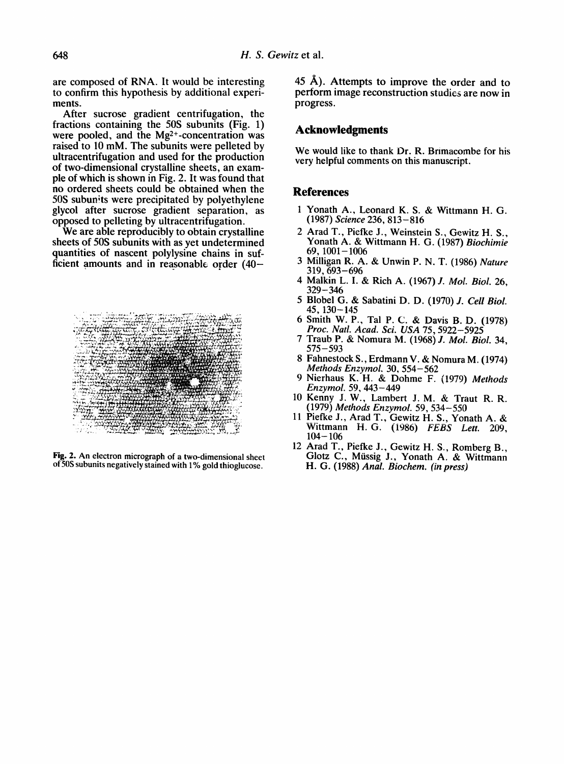are composed of RNA. It would be interesting to confirm this hypothesis by additional experiments.

After sucrose gradient centrifugation, the fractions containing the 50S subunits (Fig. 1) were pooled, and the $Mg^{2+}$-concentration was raised to 10 mM. The subunits were pelleted by ultracentrifugation and used for the production of two-dimensional crystalline sheets, an example of which is shown in Fig. 2. It was found that no ordered sheets could be obtained when the 50S subunits were precipitated by polyethylene glycol after sucrose gradient separation, as opposed to pelleting by ultracentrifugation.

We are able reproducibly to obtain crystalline sheets of 50S subunits with as yet undetermined quantities of nascent polylysine chains in sufficient amounts and in reasonable order (40–45 Å). Attempts to improve the order and to perform image reconstruction studies are now in progress.

**Fig. 2.** An electron micrograph of a two-dimensional sheet of 50S subunits negatively stained with 1% gold thioglucose.

## Acknowledgments

We would like to thank Dr. R. Brimacombe for his very helpful comments on this manuscript.

## References

1 Yonath A., Leonard K. S. & Wittmann H. G. (1987) *Science* 236, 813–816
2 Arad T., Piefke J., Weinstein S., Gewitz H. S., Yonath A. & Wittmann H. G. (1987) *Biochimie* 69, 1001–1006
3 Milligan R. A. & Unwin P. N. T. (1986) *Nature* 319, 693–696
4 Malkin L. I. & Rich A. (1967) *J. Mol. Biol.* 26, 329–346
5 Blobel G. & Sabatini D. D. (1970) *J. Cell Biol.* 45, 130–145
6 Smith W. P., Tal P. C. & Davis B. D. (1978) *Proc. Natl. Acad. Sci. USA* 75, 5922–5925
7 Traub P. & Nomura M. (1968) *J. Mol. Biol.* 34, 575–593
8 Fahnestock S., Erdmann V. & Nomura M. (1974) *Methods Enzymol.* 30, 554–562
9 Nierhaus K. H. & Dohme F. (1979) *Methods Enzymol.* 59, 443–449
10 Kenny J. W., Lambert J. M. & Traut R. R. (1979) *Methods Enzymol.* 59, 534–550
11 Piefke J., Arad T., Gewitz H. S., Yonath A. & Wittmann H. G. (1986) *FEBS Lett.* 209, 104–106
12 Arad T., Piefke J., Gewitz H. S., Romberg B., Glotz C., Müssig J., Yonath A. & Wittmann H. G. (1988) *Anal. Biochem. (in press)*